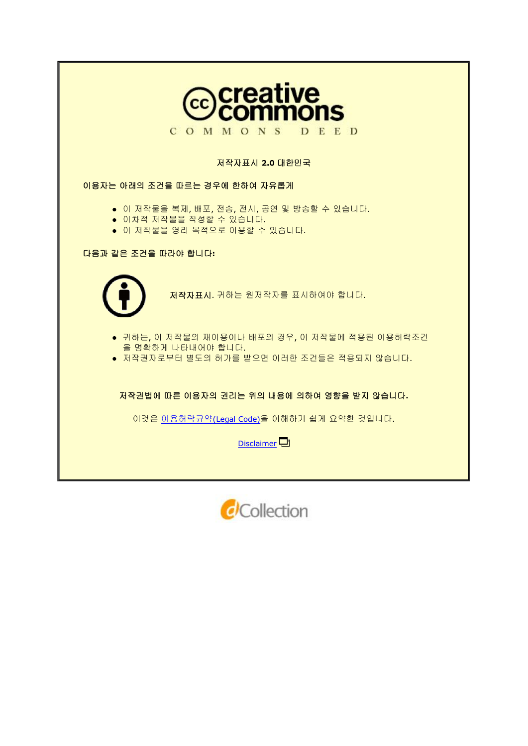creative commons

COMMONS DEED

저작자표시 2.0 대한민국

이용자는 아래의 조건을 따르는 경우에 한하여 자유롭게

- 이 저작물을 복제, 배포, 전송, 전시, 공연 및 방송할 수 있습니다.
- 이차적 저작물을 작성할 수 있습니다.
- 이 저작물을 영리 목적으로 이용할 수 있습니다.

다음과 같은 조건을 따라야 합니다:

**저작자표시.** 귀하는 원저작자를 표시하여야 합니다.

- 귀하는, 이 저작물의 재이용이나 배포의 경우, 이 저작물에 적용된 이용허락조건을 명확하게 나타내어야 합니다.
- 저작권자로부터 별도의 허가를 받으면 이러한 조건들은 적용되지 않습니다.

**저작권법에 따른 이용자의 권리는 위의 내용에 의하여 영향을 받지 않습니다.**

이것은 이용허락규약(Legal Code)을 이해하기 쉽게 요약한 것입니다.

Disclaimer

dCollection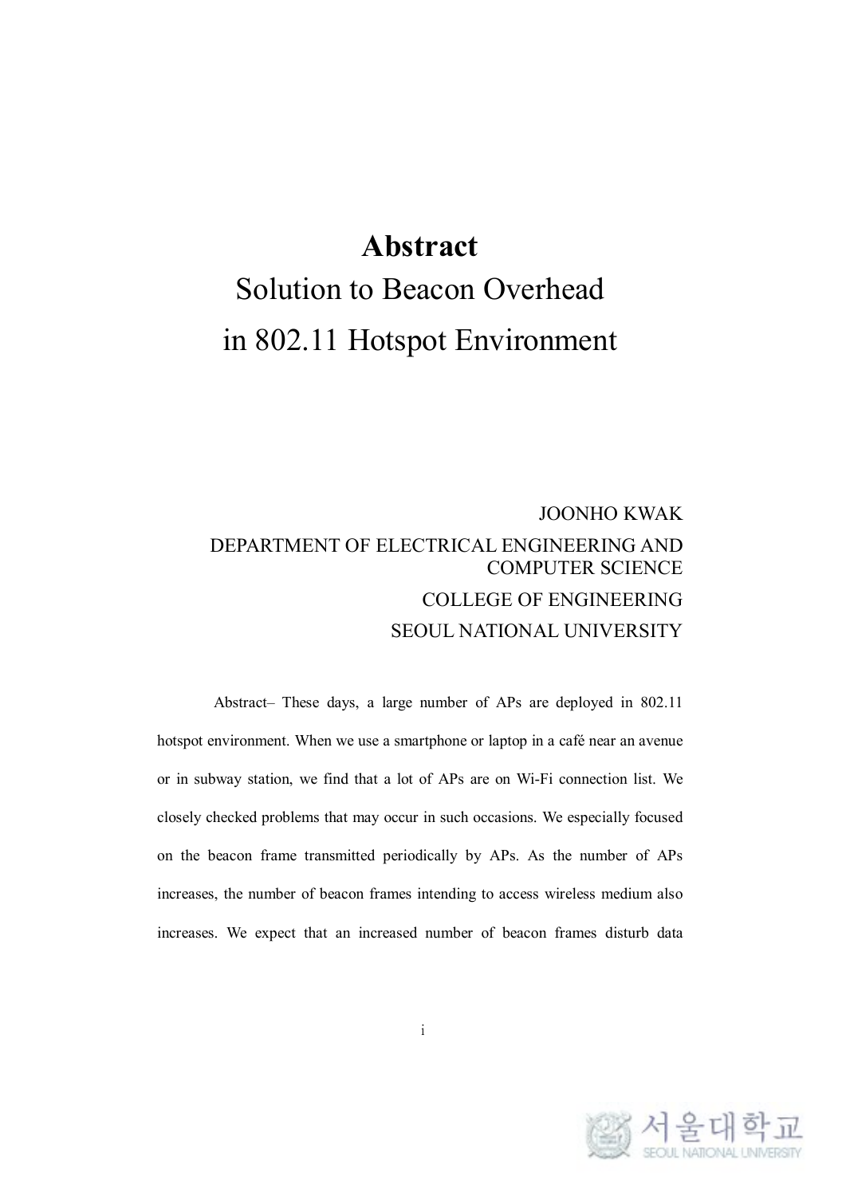# Abstract

## Solution to Beacon Overhead in 802.11 Hotspot Environment

JOONHO KWAK
DEPARTMENT OF ELECTRICAL ENGINEERING AND COMPUTER SCIENCE
COLLEGE OF ENGINEERING
SEOUL NATIONAL UNIVERSITY

Abstract– These days, a large number of APs are deployed in 802.11 hotspot environment. When we use a smartphone or laptop in a café near an avenue or in subway station, we find that a lot of APs are on Wi-Fi connection list. We closely checked problems that may occur in such occasions. We especially focused on the beacon frame transmitted periodically by APs. As the number of APs increases, the number of beacon frames intending to access wireless medium also increases. We expect that an increased number of beacon frames disturb data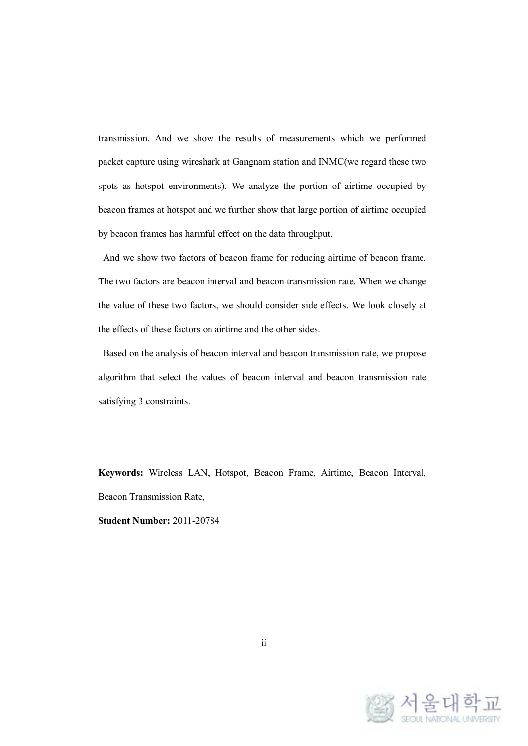transmission. And we show the results of measurements which we performed packet capture using wireshark at Gangnam station and INMC(we regard these two spots as hotspot environments). We analyze the portion of airtime occupied by beacon frames at hotspot and we further show that large portion of airtime occupied by beacon frames has harmful effect on the data throughput.

And we show two factors of beacon frame for reducing airtime of beacon frame. The two factors are beacon interval and beacon transmission rate. When we change the value of these two factors, we should consider side effects. We look closely at the effects of these factors on airtime and the other sides.

Based on the analysis of beacon interval and beacon transmission rate, we propose algorithm that select the values of beacon interval and beacon transmission rate satisfying 3 constraints.

**Keywords:** Wireless LAN, Hotspot, Beacon Frame, Airtime, Beacon Interval, Beacon Transmission Rate,

**Student Number:** 2011-20784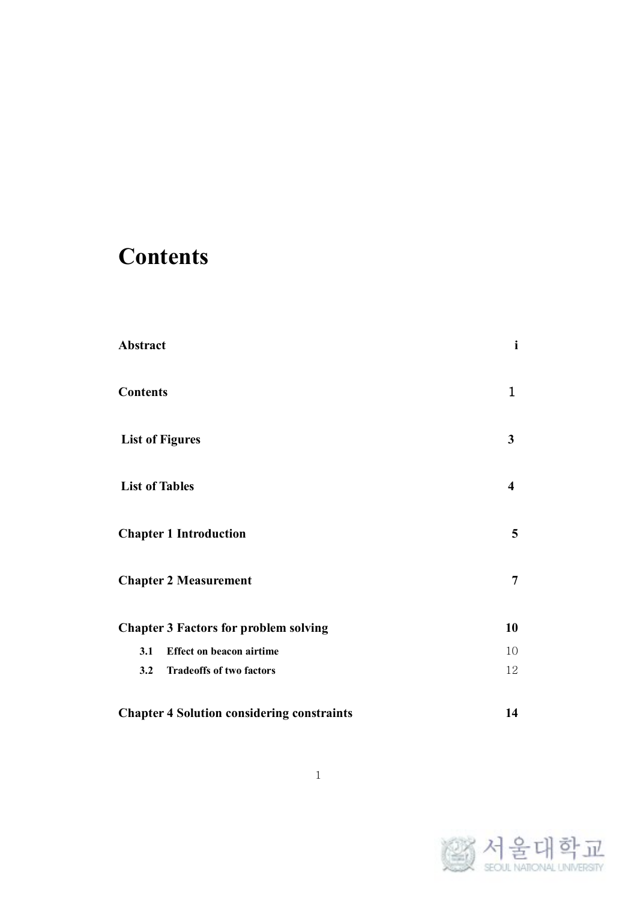# Contents

| | |
|---|---|
| **Abstract** | **i** |
| **Contents** | 1 |
| **List of Figures** | **3** |
| **List of Tables** | **4** |
| **Chapter 1 Introduction** | **5** |
| **Chapter 2 Measurement** | **7** |
| **Chapter 3 Factors for problem solving** | **10** |
| **3.1 Effect on beacon airtime** | 10 |
| **3.2 Tradeoffs of two factors** | 12 |
| **Chapter 4 Solution considering constraints** | **14** |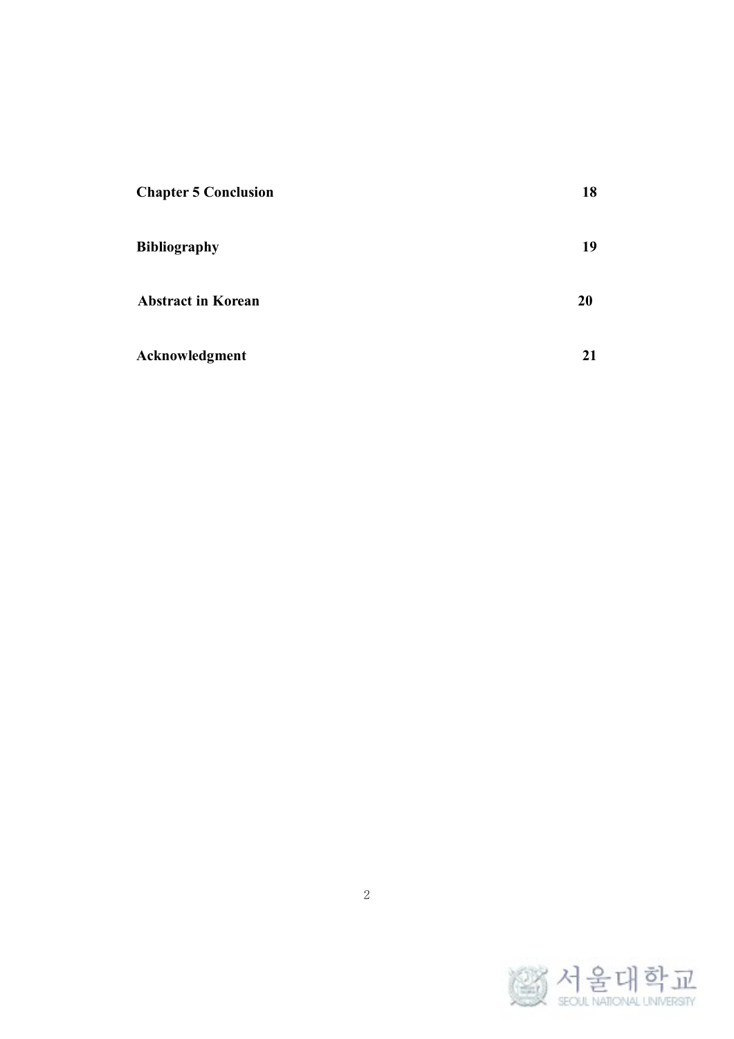| | |
|---|---|
| **Chapter 5 Conclusion** | **18** |
| **Bibliography** | **19** |
| **Abstract in Korean** | **20** |
| **Acknowledgment** | **21** |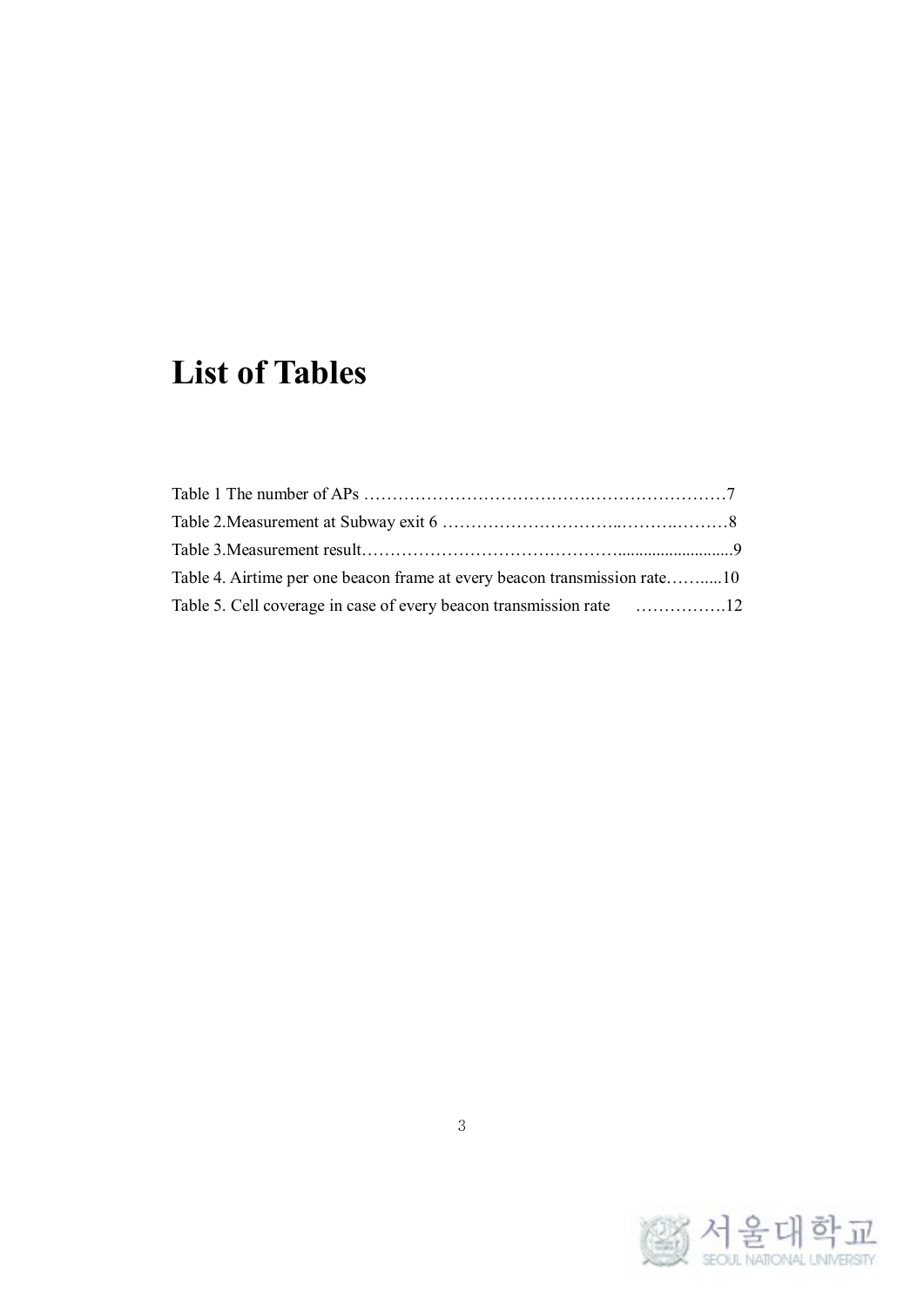# List of Tables

Table 1 The number of APs ……………………………………….……………………7

Table 2.Measurement at Subway exit 6 …………………………..……….………8

Table 3.Measurement result……………………………………….........................9

Table 4. Airtime per one beacon frame at every beacon transmission rate……....10

Table 5. Cell coverage in case of every beacon transmission rate …………….12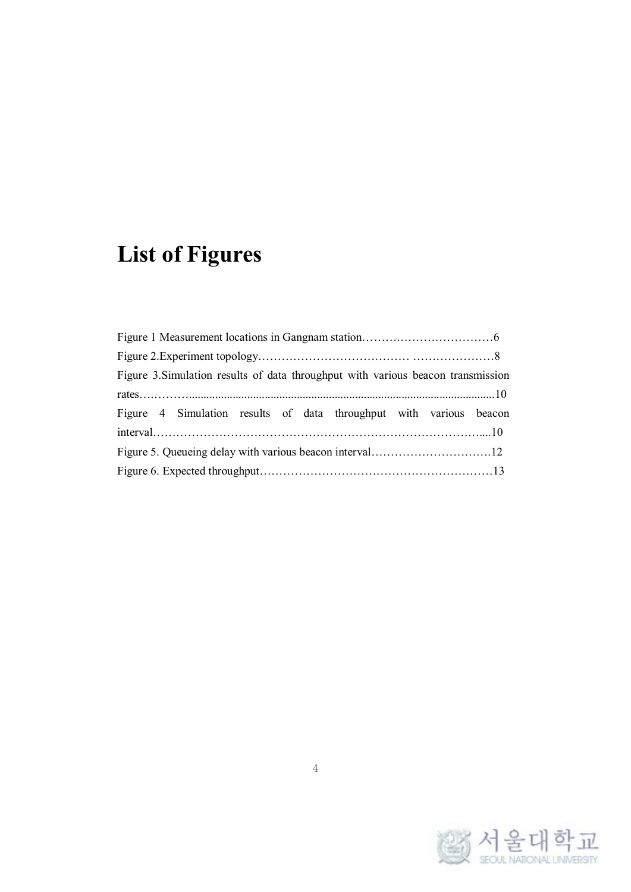# List of Figures

Figure 1 Measurement locations in Gangnam station……………………………6

Figure 2.Experiment topology………………………………… …………………8

Figure 3.Simulation results of data throughput with various beacon transmission rates…………..........................................................................................................10

Figure 4 Simulation results of data throughput with various beacon interval…………………………………………………………………………....10

Figure 5. Queueing delay with various beacon interval………………………….12

Figure 6. Expected throughput……………………………………………………13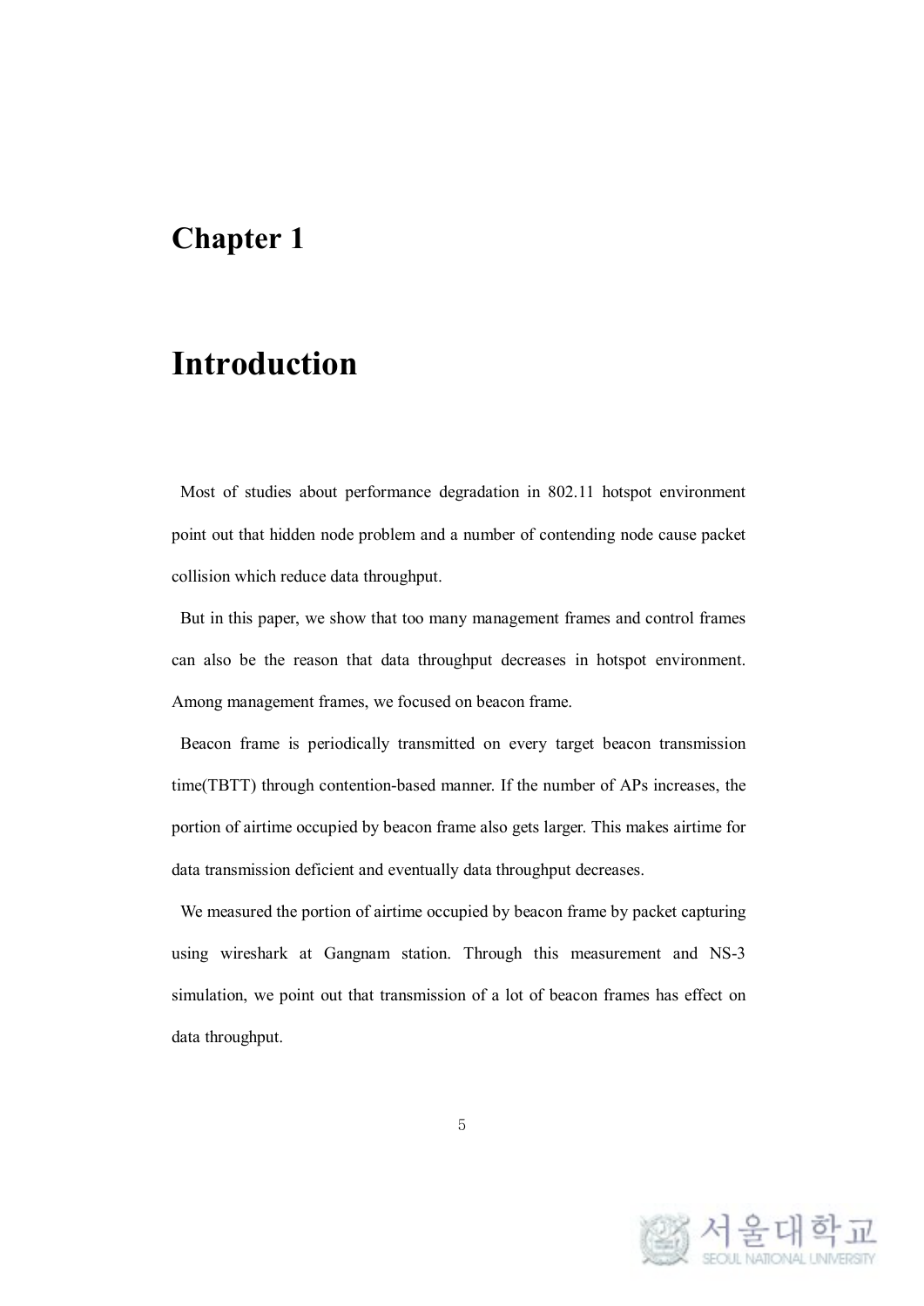# Chapter 1

# Introduction

Most of studies about performance degradation in 802.11 hotspot environment point out that hidden node problem and a number of contending node cause packet collision which reduce data throughput.

But in this paper, we show that too many management frames and control frames can also be the reason that data throughput decreases in hotspot environment. Among management frames, we focused on beacon frame.

Beacon frame is periodically transmitted on every target beacon transmission time(TBTT) through contention-based manner. If the number of APs increases, the portion of airtime occupied by beacon frame also gets larger. This makes airtime for data transmission deficient and eventually data throughput decreases.

We measured the portion of airtime occupied by beacon frame by packet capturing using wireshark at Gangnam station. Through this measurement and NS-3 simulation, we point out that transmission of a lot of beacon frames has effect on data throughput.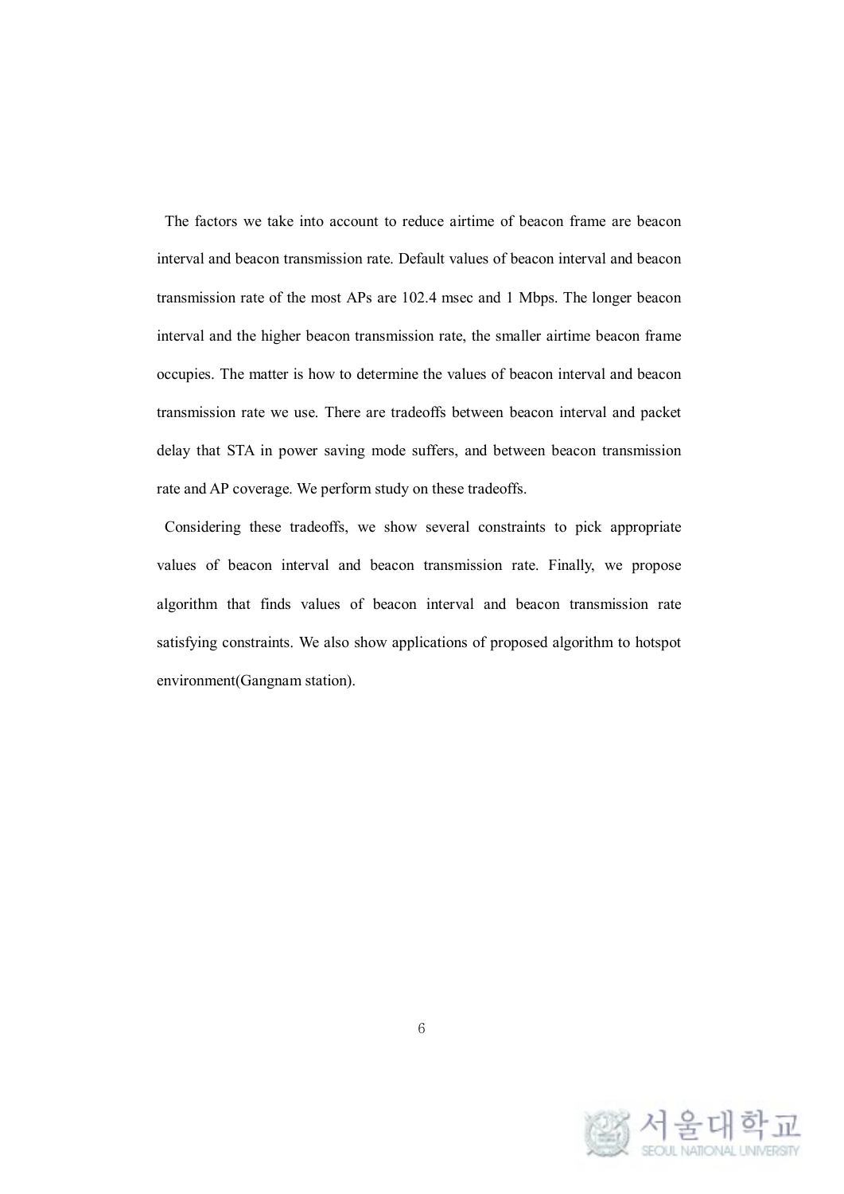The factors we take into account to reduce airtime of beacon frame are beacon interval and beacon transmission rate. Default values of beacon interval and beacon transmission rate of the most APs are 102.4 msec and 1 Mbps. The longer beacon interval and the higher beacon transmission rate, the smaller airtime beacon frame occupies. The matter is how to determine the values of beacon interval and beacon transmission rate we use. There are tradeoffs between beacon interval and packet delay that STA in power saving mode suffers, and between beacon transmission rate and AP coverage. We perform study on these tradeoffs.

Considering these tradeoffs, we show several constraints to pick appropriate values of beacon interval and beacon transmission rate. Finally, we propose algorithm that finds values of beacon interval and beacon transmission rate satisfying constraints. We also show applications of proposed algorithm to hotspot environment(Gangnam station).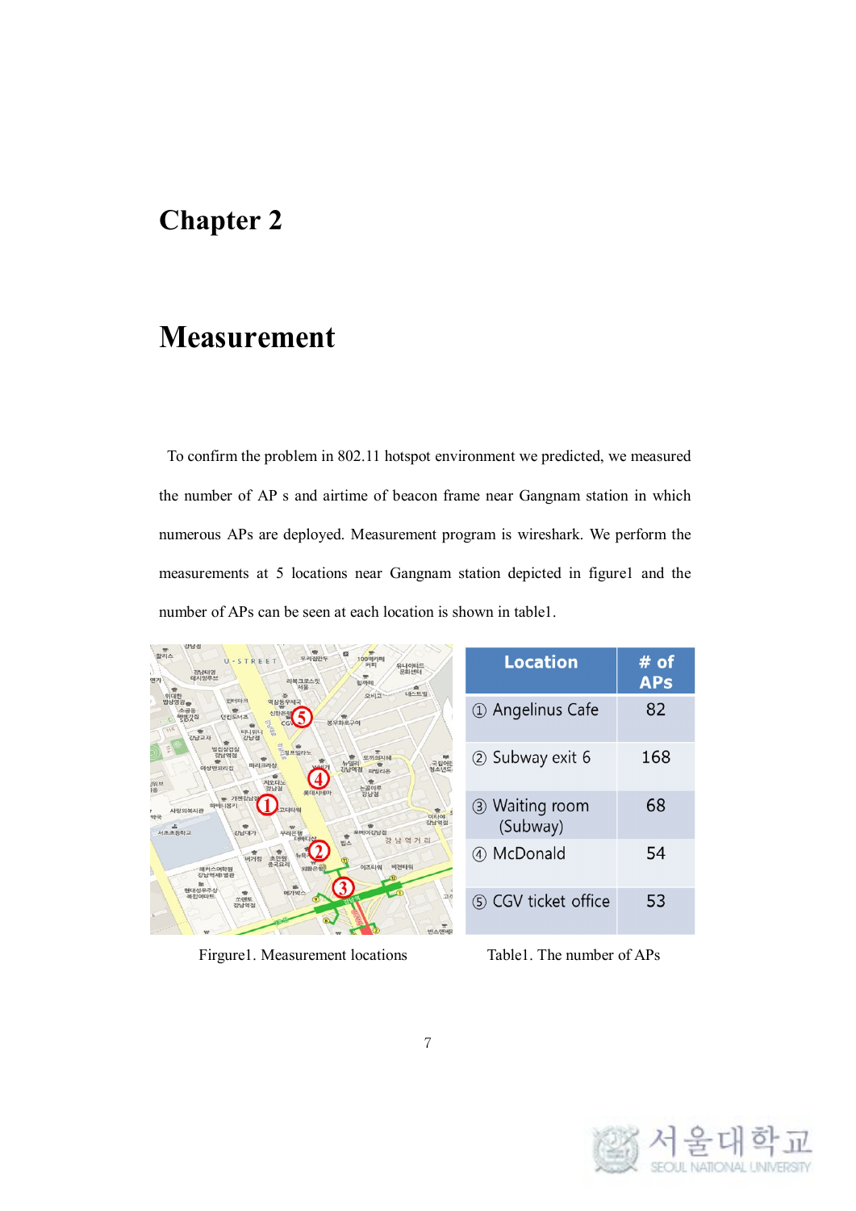# Chapter 2

# Measurement

To confirm the problem in 802.11 hotspot environment we predicted, we measured the number of AP s and airtime of beacon frame near Gangnam station in which numerous APs are deployed. Measurement program is wireshark. We perform the measurements at 5 locations near Gangnam station depicted in figure1 and the number of APs can be seen at each location is shown in table1.

Firgure1. Measurement locations

| Location | # of APs |
|---|---|
| ① Angelinus Cafe | 82 |
| ② Subway exit 6 | 168 |
| ③ Waiting room (Subway) | 68 |
| ④ McDonald | 54 |
| ⑤ CGV ticket office | 53 |

Table1. The number of APs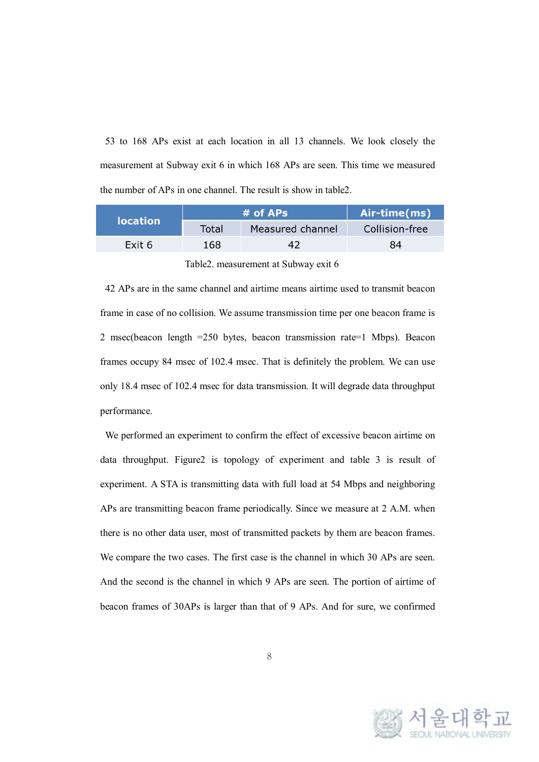53 to 168 APs exist at each location in all 13 channels. We look closely the measurement at Subway exit 6 in which 168 APs are seen. This time we measured the number of APs in one channel. The result is show in table2.

| location | # of APs | | Air-time(ms) |
|---|---|---|---|
| | Total | Measured channel | Collision-free |
| Exit 6 | 168 | 42 | 84 |

Table2. measurement at Subway exit 6

42 APs are in the same channel and airtime means airtime used to transmit beacon frame in case of no collision. We assume transmission time per one beacon frame is 2 msec(beacon length =250 bytes, beacon transmission rate=1 Mbps). Beacon frames occupy 84 msec of 102.4 msec. That is definitely the problem. We can use only 18.4 msec of 102.4 msec for data transmission. It will degrade data throughput performance.

We performed an experiment to confirm the effect of excessive beacon airtime on data throughput. Figure2 is topology of experiment and table 3 is result of experiment. A STA is transmitting data with full load at 54 Mbps and neighboring APs are transmitting beacon frame periodically. Since we measure at 2 A.M. when there is no other data user, most of transmitted packets by them are beacon frames. We compare the two cases. The first case is the channel in which 30 APs are seen. And the second is the channel in which 9 APs are seen. The portion of airtime of beacon frames of 30APs is larger than that of 9 APs. And for sure, we confirmed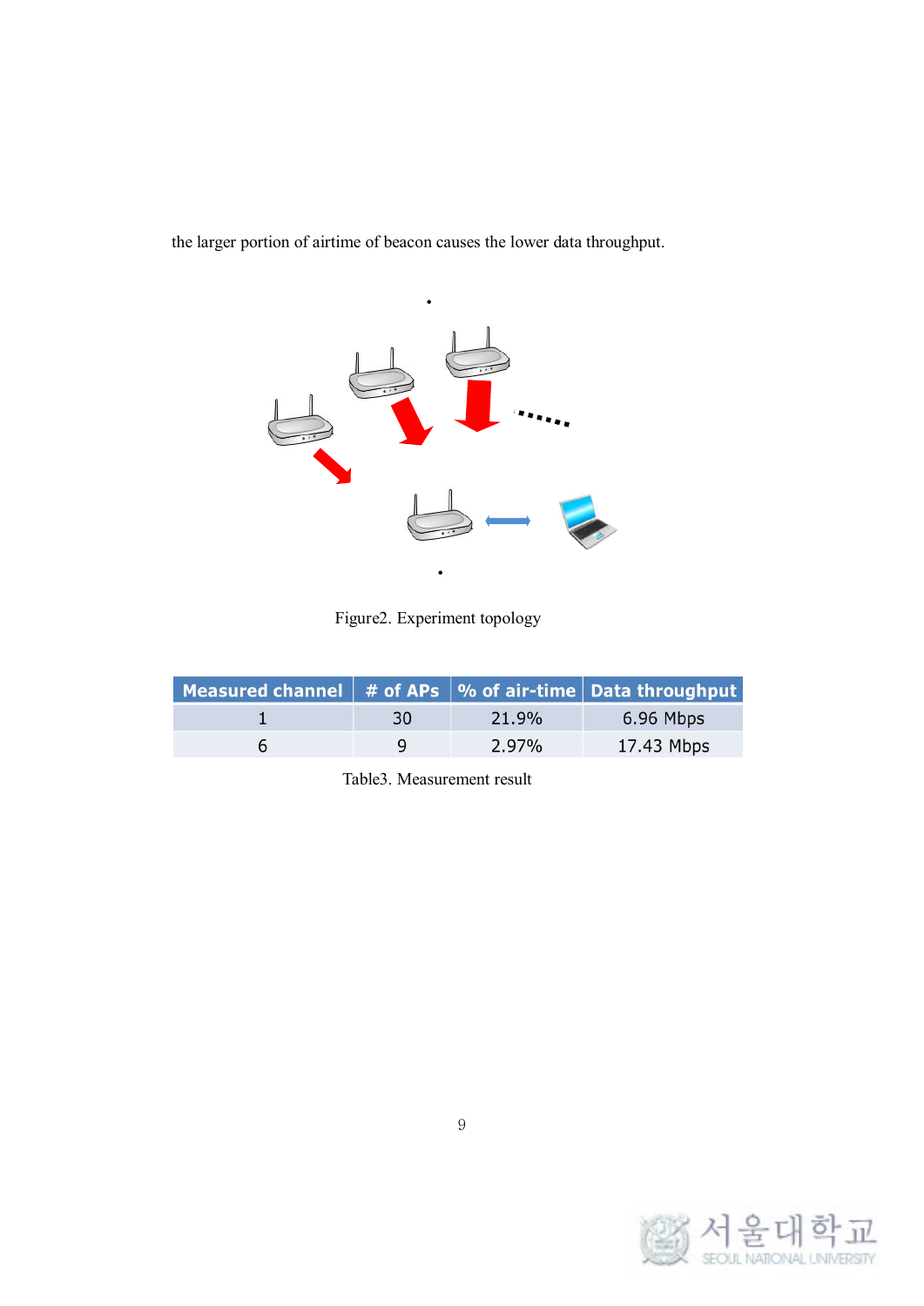the larger portion of airtime of beacon causes the lower data throughput.

Figure2. Experiment topology

| Measured channel | # of APs | % of air-time | Data throughput |
|---|---|---|---|
| 1 | 30 | 21.9% | 6.96 Mbps |
| 6 | 9 | 2.97% | 17.43 Mbps |

Table3. Measurement result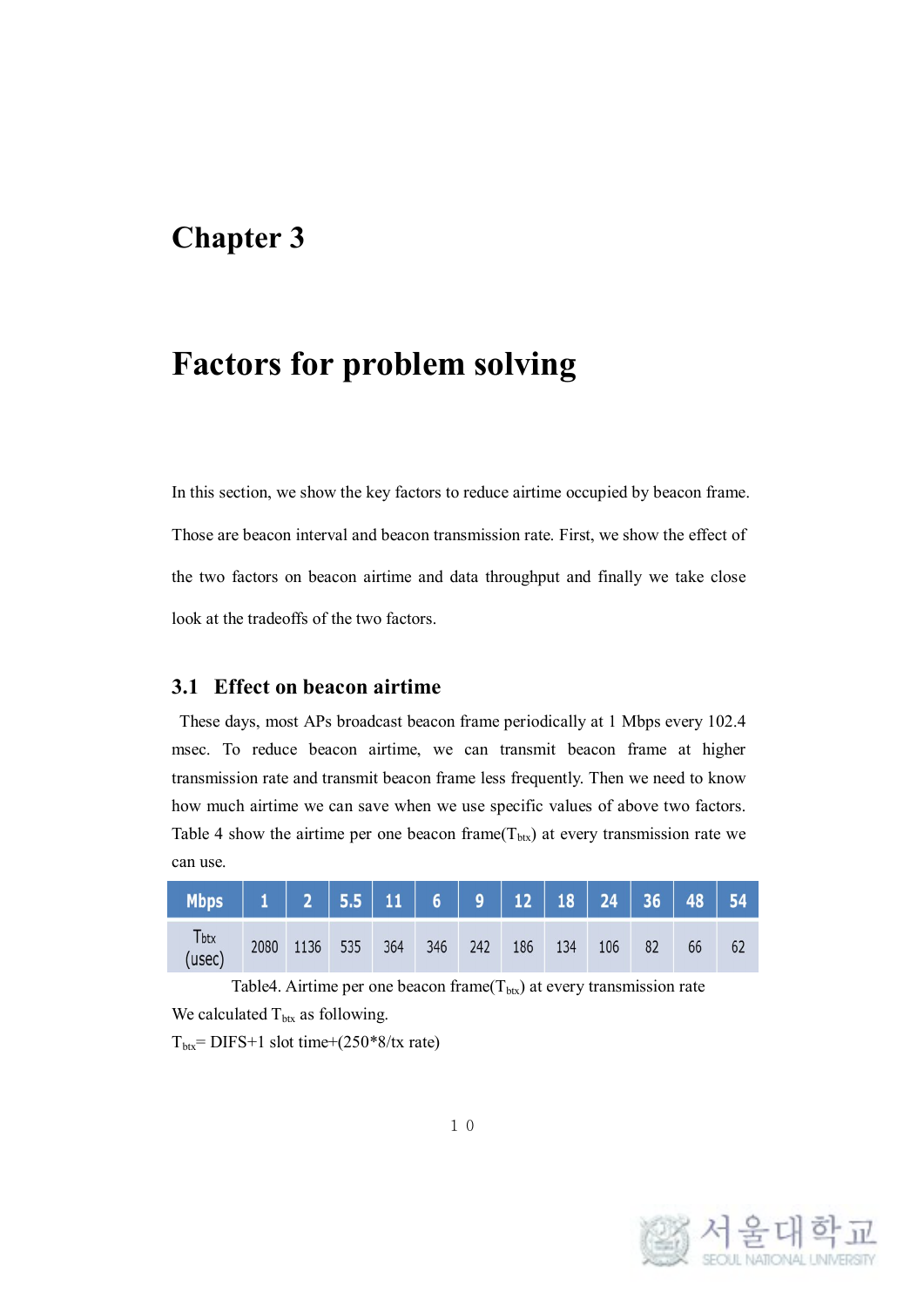# Chapter 3

# Factors for problem solving

In this section, we show the key factors to reduce airtime occupied by beacon frame. Those are beacon interval and beacon transmission rate. First, we show the effect of the two factors on beacon airtime and data throughput and finally we take close look at the tradeoffs of the two factors.

## 3.1 Effect on beacon airtime

These days, most APs broadcast beacon frame periodically at 1 Mbps every 102.4 msec. To reduce beacon airtime, we can transmit beacon frame at higher transmission rate and transmit beacon frame less frequently. Then we need to know how much airtime we can save when we use specific values of above two factors. Table 4 show the airtime per one beacon frame($T_{btx}$) at every transmission rate we can use.

| Mbps | 1 | 2 | 5.5 | 11 | 6 | 9 | 12 | 18 | 24 | 36 | 48 | 54 |
|---|---|---|---|---|---|---|---|---|---|---|---|---|
| $T_{btx}$ (usec) | 2080 | 1136 | 535 | 364 | 346 | 242 | 186 | 134 | 106 | 82 | 66 | 62 |

Table4. Airtime per one beacon frame($T_{btx}$) at every transmission rate

We calculated $T_{btx}$ as following.

$T_{btx}$= DIFS+1 slot time+(250*8/tx rate)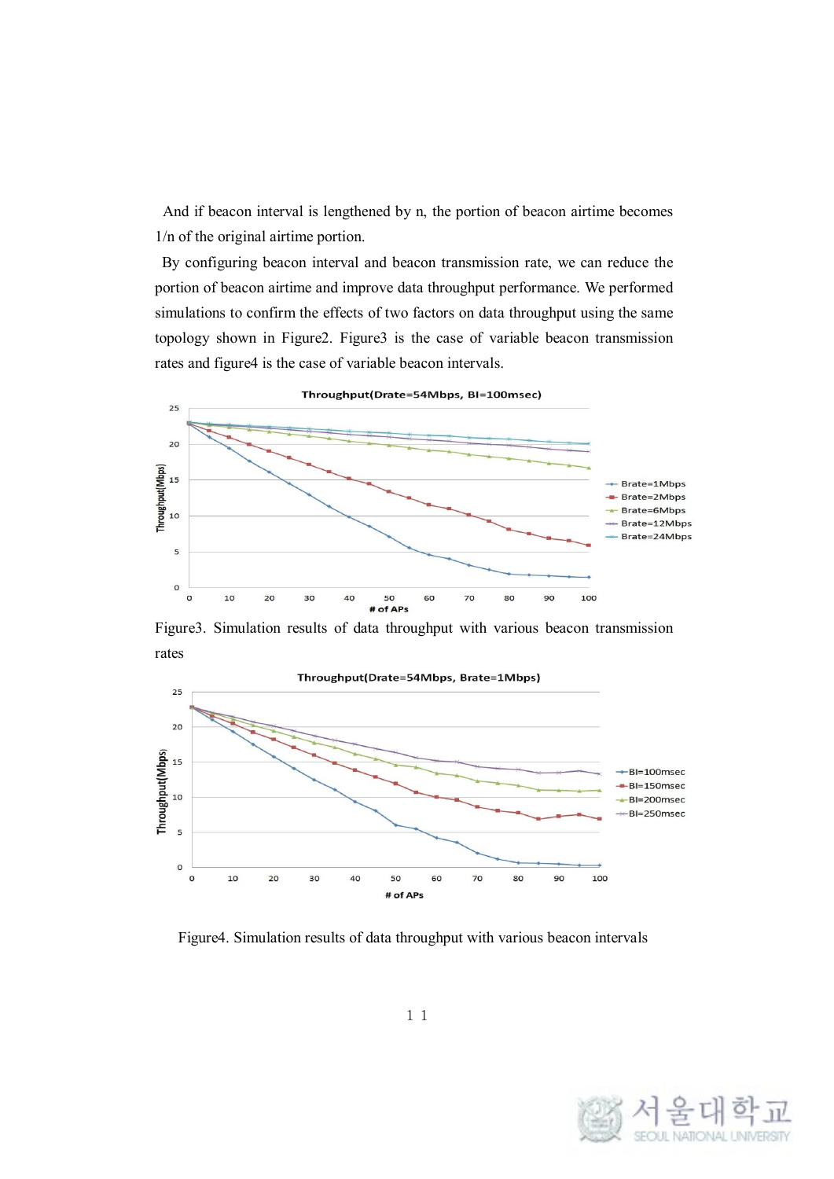And if beacon interval is lengthened by n, the portion of beacon airtime becomes 1/n of the original airtime portion.

By configuring beacon interval and beacon transmission rate, we can reduce the portion of beacon airtime and improve data throughput performance. We performed simulations to confirm the effects of two factors on data throughput using the same topology shown in Figure2. Figure3 is the case of variable beacon transmission rates and figure4 is the case of variable beacon intervals.

Figure3. Simulation results of data throughput with various beacon transmission rates

Figure4. Simulation results of data throughput with various beacon intervals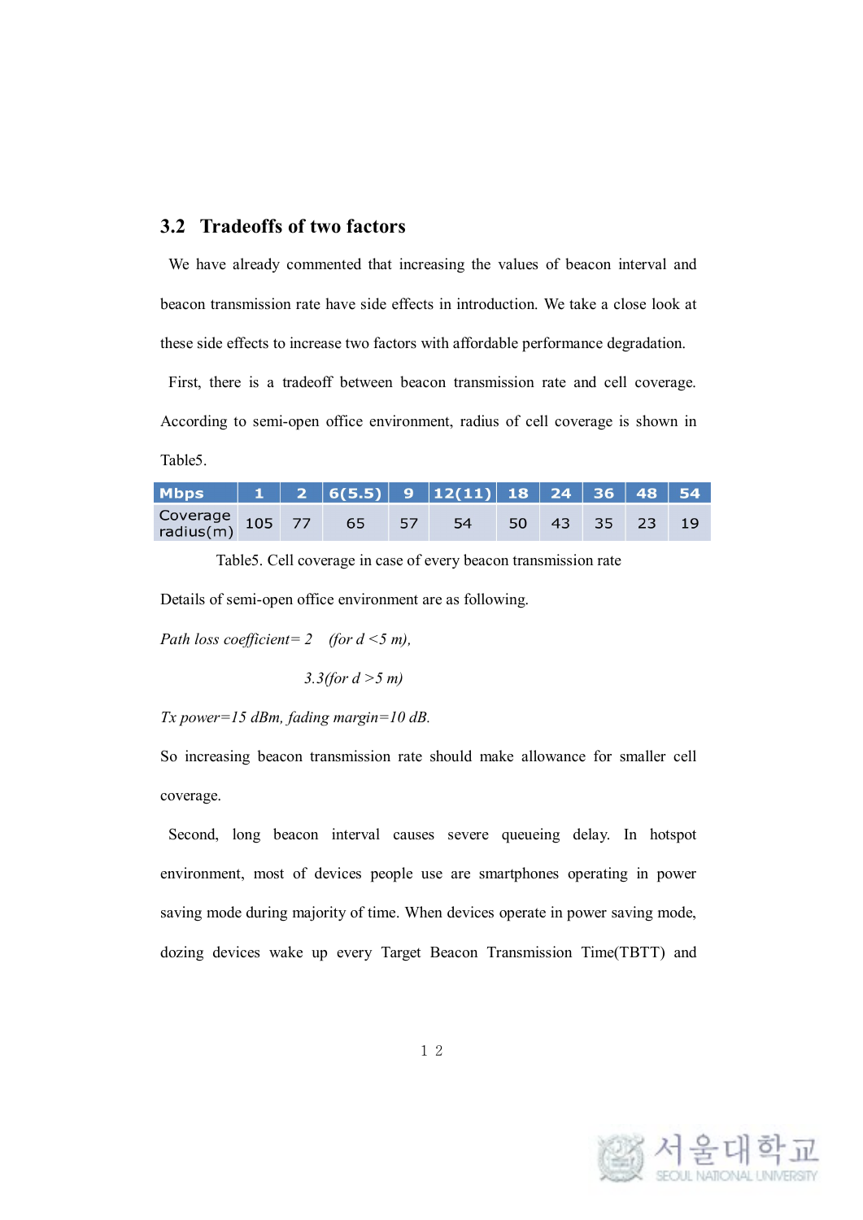### 3.2 Tradeoffs of two factors

We have already commented that increasing the values of beacon interval and beacon transmission rate have side effects in introduction. We take a close look at these side effects to increase two factors with affordable performance degradation.

First, there is a tradeoff between beacon transmission rate and cell coverage. According to semi-open office environment, radius of cell coverage is shown in Table5.

| Mbps | 1 | 2 | 6(5.5) | 9 | 12(11) | 18 | 24 | 36 | 48 | 54 |
|---|---|---|---|---|---|---|---|---|---|---|
| Coverage radius(m) | 105 | 77 | 65 | 57 | 54 | 50 | 43 | 35 | 23 | 19 |

Table5. Cell coverage in case of every beacon transmission rate

Details of semi-open office environment are as following.

*Path loss coefficient= 2 (for d <5 m),*

*3.3(for d >5 m)*

*Tx power=15 dBm, fading margin=10 dB.*

So increasing beacon transmission rate should make allowance for smaller cell coverage.

Second, long beacon interval causes severe queueing delay. In hotspot environment, most of devices people use are smartphones operating in power saving mode during majority of time. When devices operate in power saving mode, dozing devices wake up every Target Beacon Transmission Time(TBTT) and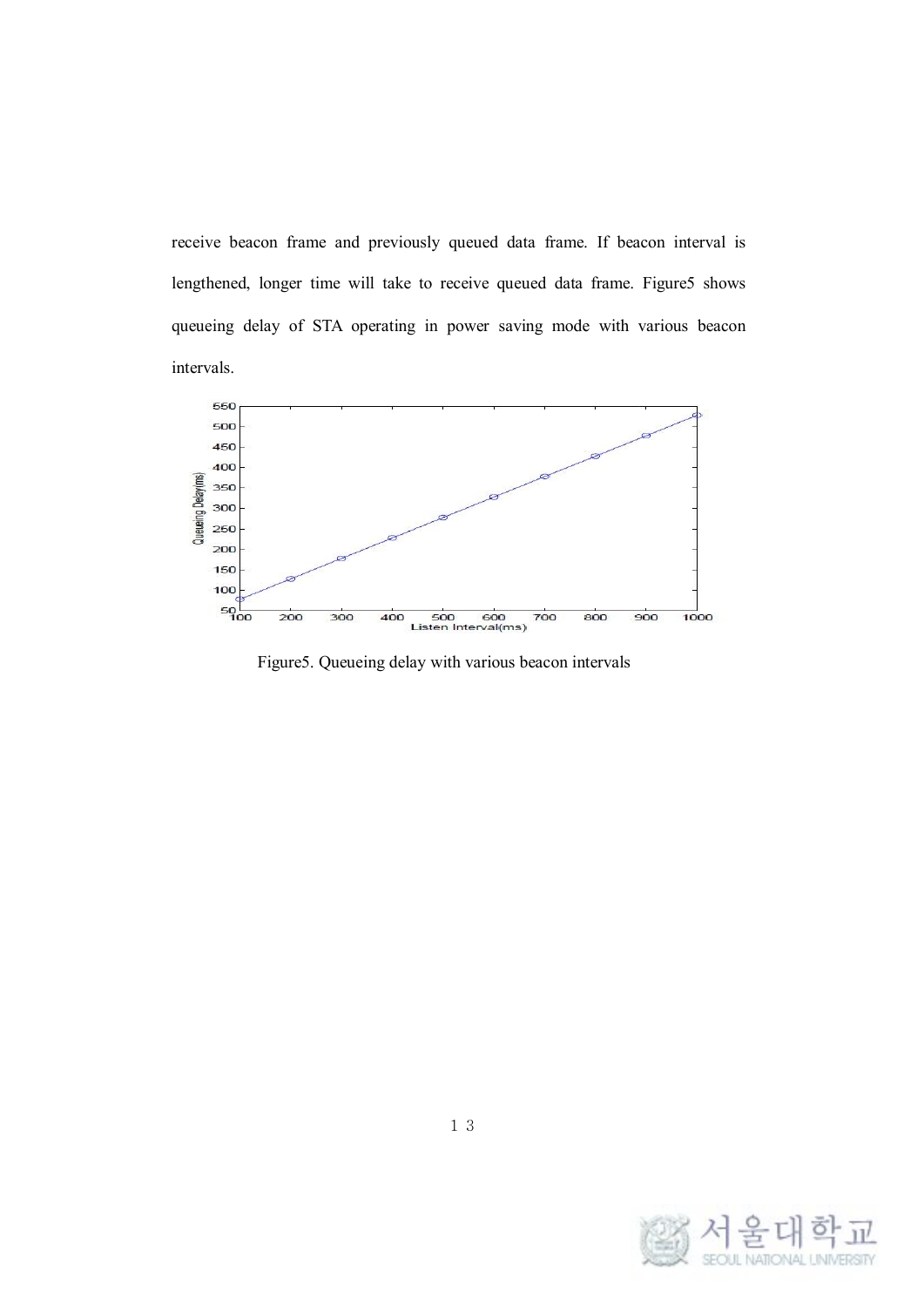receive beacon frame and previously queued data frame. If beacon interval is lengthened, longer time will take to receive queued data frame. Figure5 shows queueing delay of STA operating in power saving mode with various beacon intervals.

Figure5. Queueing delay with various beacon intervals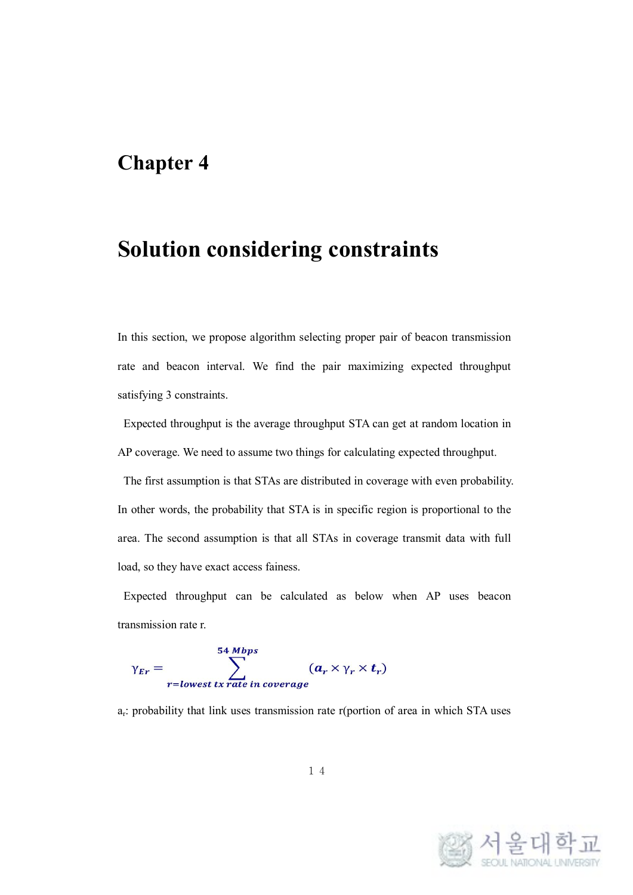# Chapter 4

# Solution considering constraints

In this section, we propose algorithm selecting proper pair of beacon transmission rate and beacon interval. We find the pair maximizing expected throughput satisfying 3 constraints.

Expected throughput is the average throughput STA can get at random location in AP coverage. We need to assume two things for calculating expected throughput.

The first assumption is that STAs are distributed in coverage with even probability. In other words, the probability that STA is in specific region is proportional to the area. The second assumption is that all STAs in coverage transmit data with full load, so they have exact access faineness.

Expected throughput can be calculated as below when AP uses beacon transmission rate r.

$$\gamma_{Er} = \sum_{r=lowest\ tx\ rate\ in\ coverage}^{54\ Mbps} (a_r \times \gamma_r \times t_r)$$

$a_r$: probability that link uses transmission rate r(portion of area in which STA uses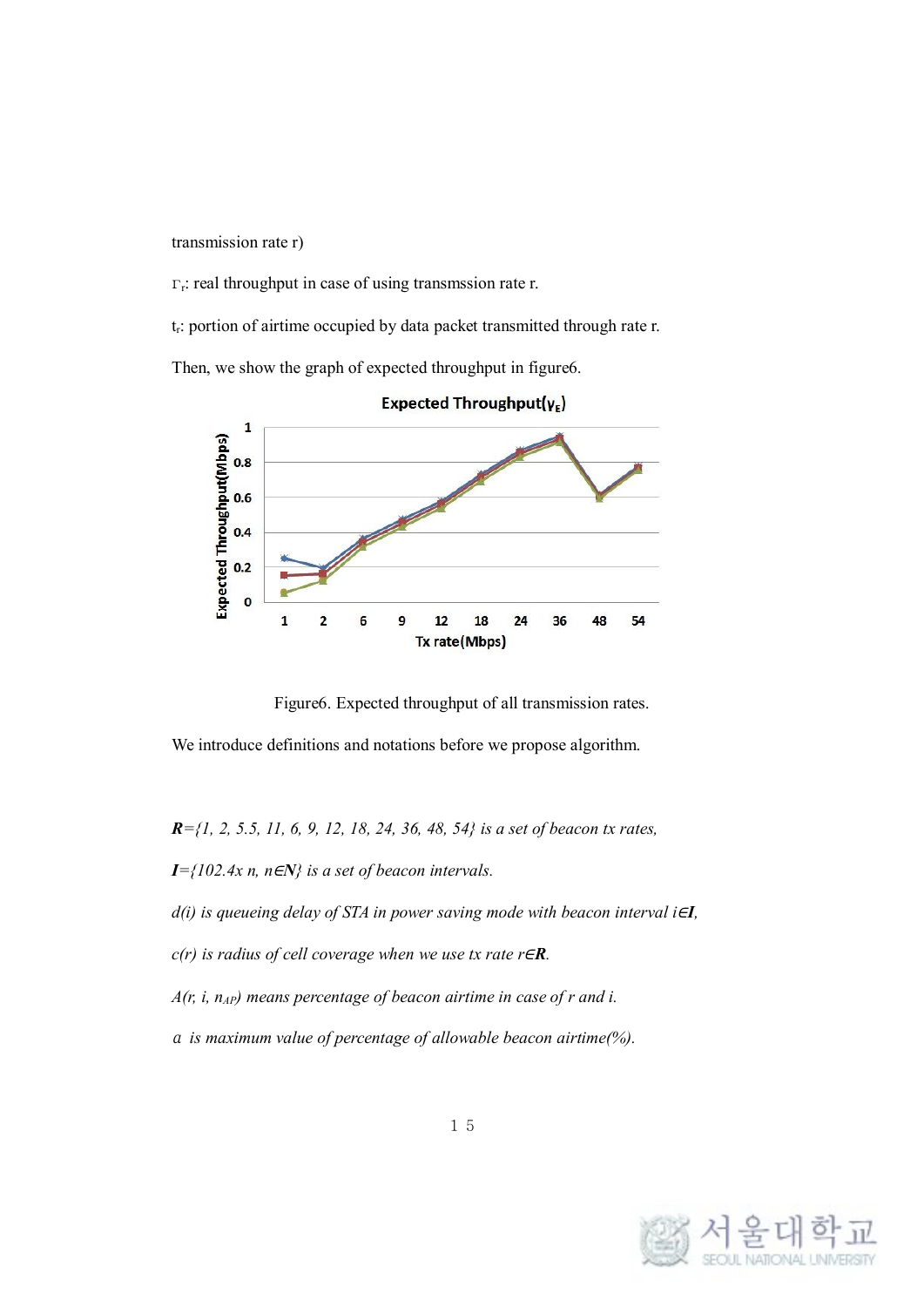transmission rate r)

$\Gamma_r$: real throughput in case of using transmssion rate r.

$t_r$: portion of airtime occupied by data packet transmitted through rate r.

Then, we show the graph of expected throughput in figure6.

Figure6. Expected throughput of all transmission rates.

We introduce definitions and notations before we propose algorithm.

***R****={1, 2, 5.5, 11, 6, 9, 12, 18, 24, 36, 48, 54} is a set of beacon tx rates,*

***I****={102.4x n, n∈****N****} is a set of beacon intervals.*

*d(i) is queueing delay of STA in power saving mode with beacon interval i∈****I****,*

*c(r) is radius of cell coverage when we use tx rate r∈****R****.*

*A(r, i, $n_{AP}$) means percentage of beacon airtime in case of r and i.*

*$\alpha$ is maximum value of percentage of allowable beacon airtime(%).*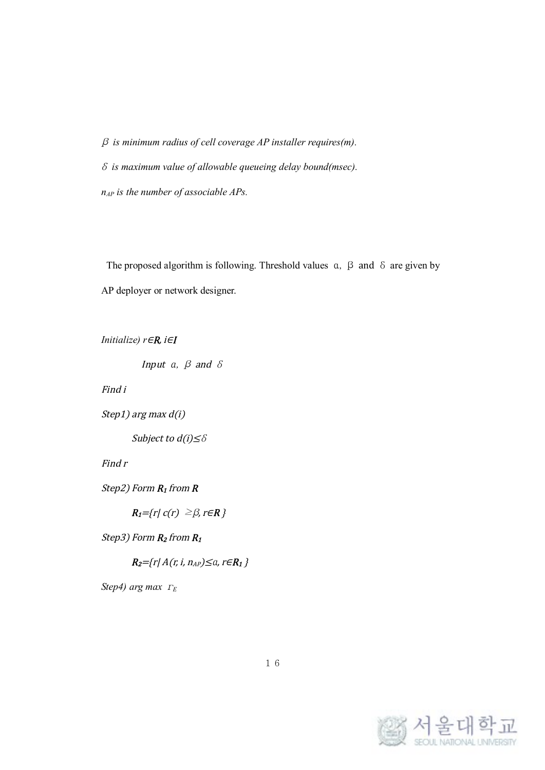*$\beta$ is minimum radius of cell coverage AP installer requires(m).*

*$\delta$ is maximum value of allowable queueing delay bound(msec).*

*$n_{AP}$ is the number of associable APs.*

The proposed algorithm is following. Threshold values $\alpha$, $\beta$ and $\delta$ are given by AP deployer or network designer.

*Initialize) $r \in \mathbf{R}$, $i \in \mathbf{I}$*

*Input $\alpha$, $\beta$ and $\delta$*

*Find i*

*Step1) arg max $d(i)$*

*Subject to $d(i) \leq \delta$*

*Find r*

*Step2) Form $\mathbf{R_1}$ from $\mathbf{R}$*

$\mathbf{R_1}=\{r \mid c(r) \geq \beta, r \in \mathbf{R}\}$

*Step3) Form $\mathbf{R_2}$ from $\mathbf{R_1}$*

$\mathbf{R_2}=\{r \mid A(r, i, n_{AP}) \leq \alpha, r \in \mathbf{R_1}\}$

*Step4) arg max $\Gamma_E$*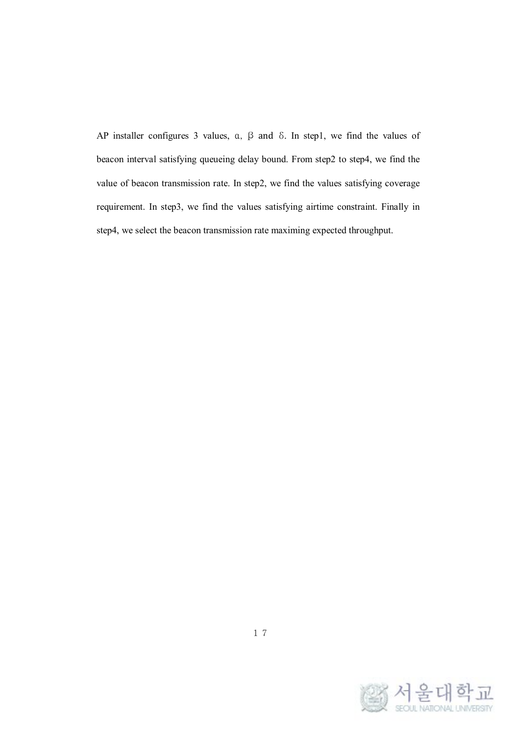AP installer configures 3 values, $\alpha$, $\beta$ and $\delta$. In step1, we find the values of beacon interval satisfying queueing delay bound. From step2 to step4, we find the value of beacon transmission rate. In step2, we find the values satisfying coverage requirement. In step3, we find the values satisfying airtime constraint. Finally in step4, we select the beacon transmission rate maximing expected throughput.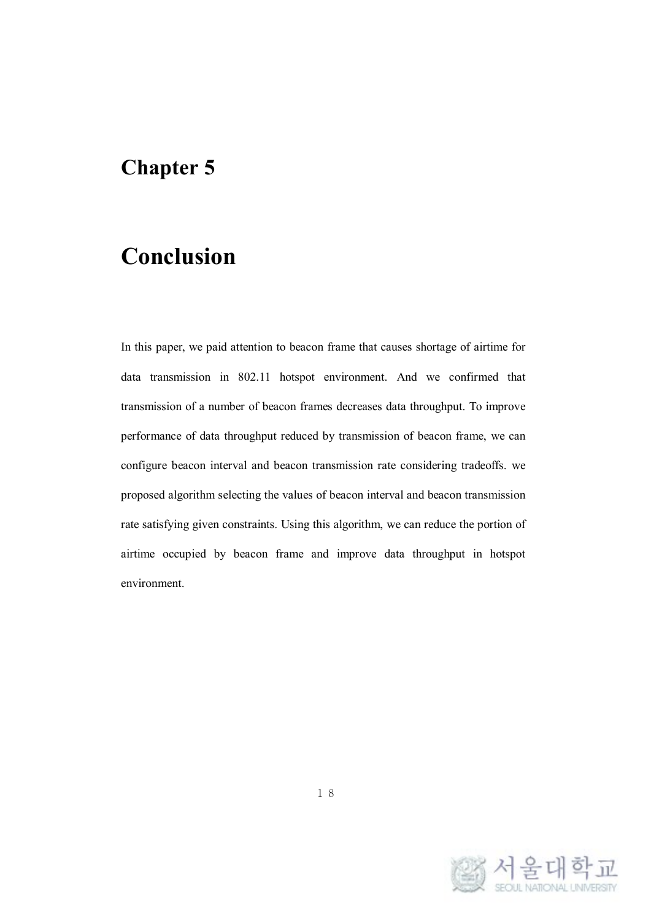# Chapter 5

# Conclusion

In this paper, we paid attention to beacon frame that causes shortage of airtime for data transmission in 802.11 hotspot environment. And we confirmed that transmission of a number of beacon frames decreases data throughput. To improve performance of data throughput reduced by transmission of beacon frame, we can configure beacon interval and beacon transmission rate considering tradeoffs. we proposed algorithm selecting the values of beacon interval and beacon transmission rate satisfying given constraints. Using this algorithm, we can reduce the portion of airtime occupied by beacon frame and improve data throughput in hotspot environment.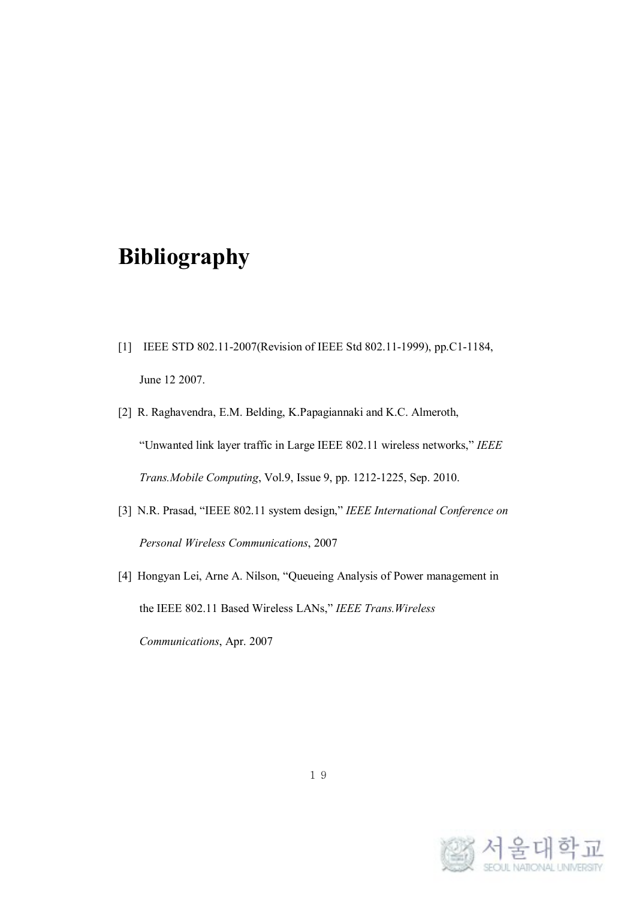# Bibliography

[1] IEEE STD 802.11-2007(Revision of IEEE Std 802.11-1999), pp.C1-1184, June 12 2007.

[2] R. Raghavendra, E.M. Belding, K.Papagiannaki and K.C. Almeroth, “Unwanted link layer traffic in Large IEEE 802.11 wireless networks,” *IEEE Trans.Mobile Computing*, Vol.9, Issue 9, pp. 1212-1225, Sep. 2010.

[3] N.R. Prasad, “IEEE 802.11 system design,” *IEEE International Conference on Personal Wireless Communications*, 2007

[4] Hongyan Lei, Arne A. Nilson, “Queueing Analysis of Power management in the IEEE 802.11 Based Wireless LANs,” *IEEE Trans.Wireless Communications*, Apr. 2007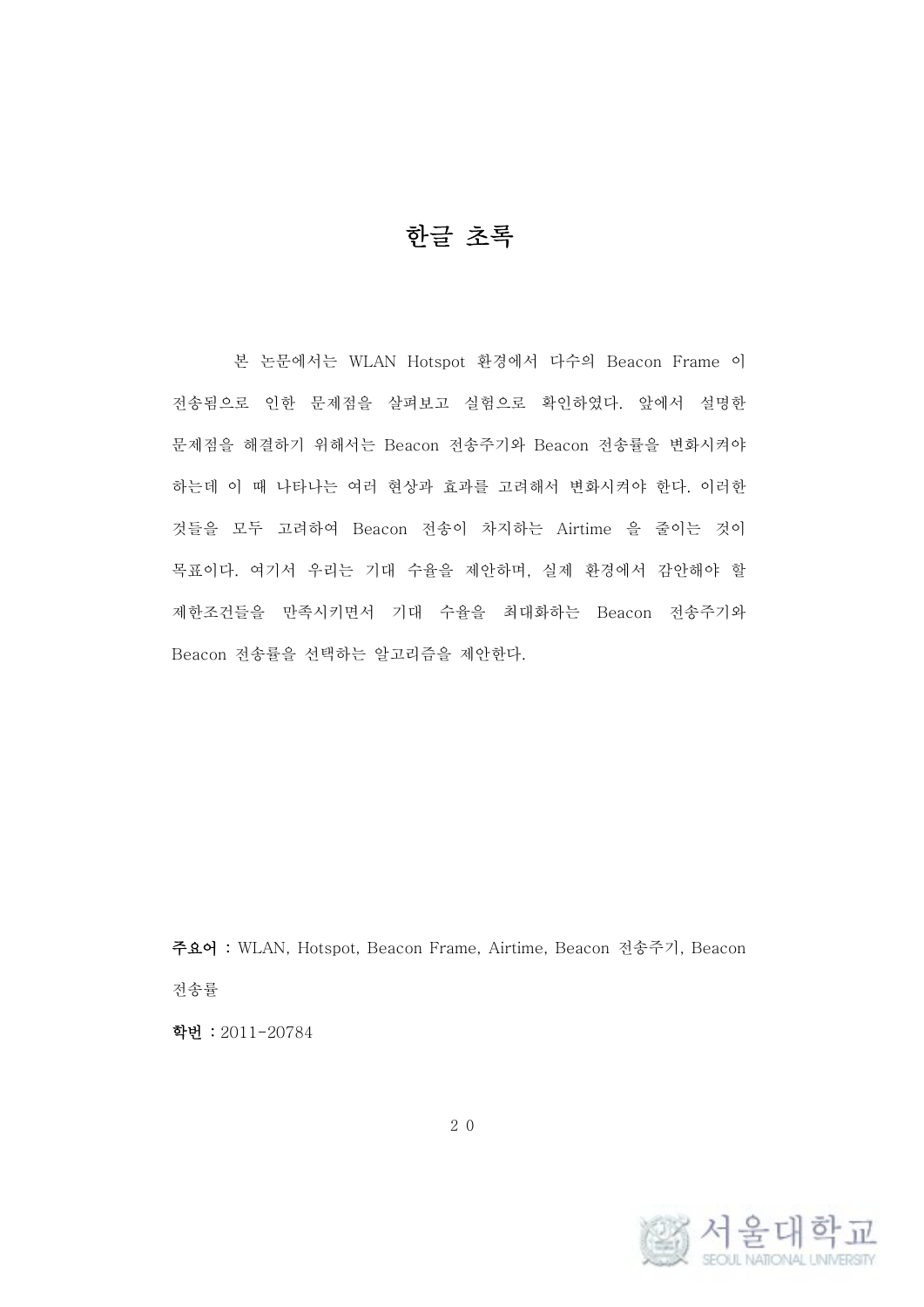# 한글 초록

본 논문에서는 WLAN Hotspot 환경에서 다수의 Beacon Frame 이 전송됨으로 인한 문제점을 살펴보고 실험으로 확인하였다. 앞에서 설명한 문제점을 해결하기 위해서는 Beacon 전송주기와 Beacon 전송률을 변화시켜야 하는데 이 때 나타나는 여러 현상과 효과를 고려해서 변화시켜야 한다. 이러한 것들을 모두 고려하여 Beacon 전송이 차지하는 Airtime 을 줄이는 것이 목표이다. 여기서 우리는 기대 수율을 제안하며, 실제 환경에서 감안해야 할 제한조건들을 만족시키면서 기대 수율을 최대화하는 Beacon 전송주기와 Beacon 전송률을 선택하는 알고리즘을 제안한다.

**주요어** : WLAN, Hotspot, Beacon Frame, Airtime, Beacon 전송주기, Beacon 전송률

**학번** : 2011-20784